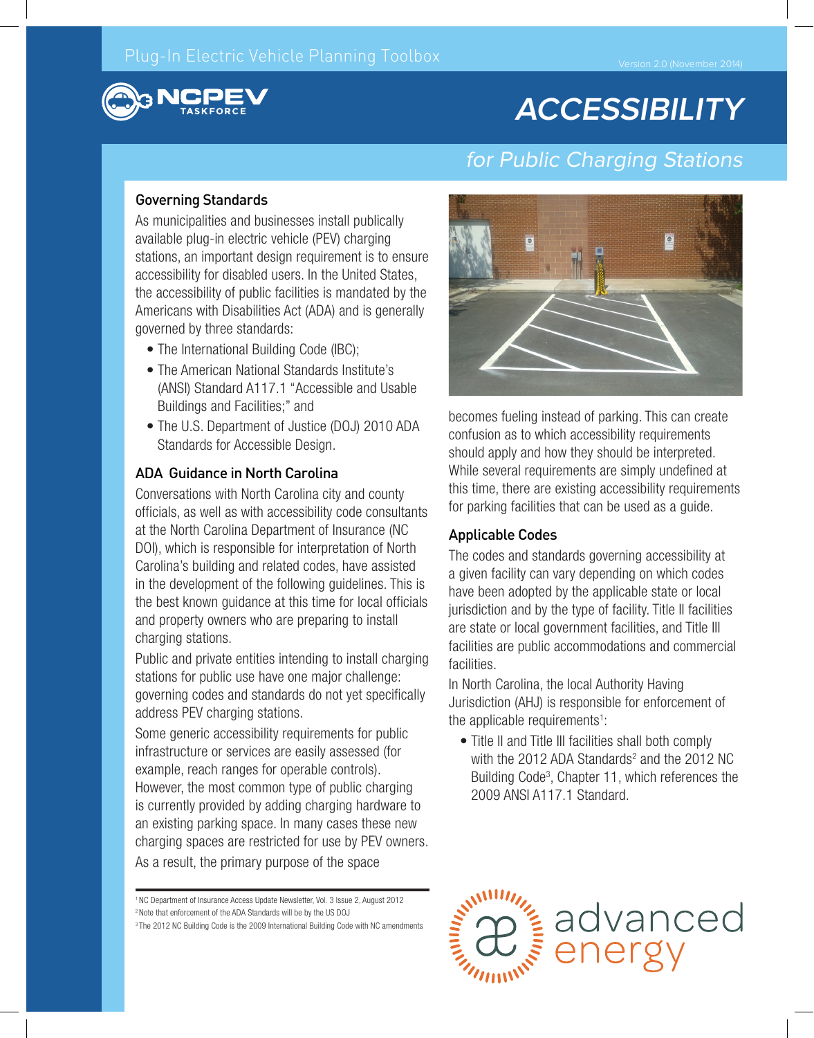Plug-In Electric Vehicle Planning Toolbox

Version 2.0 (November 2014)

# ACCESSIBILITY

## for Public Charging Stations

### Governing Standards

As municipalities and businesses install publically available plug-in electric vehicle (PEV) charging stations, an important design requirement is to ensure accessibility for disabled users. In the United States, the accessibility of public facilities is mandated by the Americans with Disabilities Act (ADA) and is generally governed by three standards:

- The International Building Code (IBC);
- The American National Standards Institute's (ANSI) Standard A117.1 "Accessible and Usable Buildings and Facilities;" and
- The U.S. Department of Justice (DOJ) 2010 ADA Standards for Accessible Design.

### ADA Guidance in North Carolina

Conversations with North Carolina city and county officials, as well as with accessibility code consultants at the North Carolina Department of Insurance (NC DOI), which is responsible for interpretation of North Carolina's building and related codes, have assisted in the development of the following guidelines. This is the best known guidance at this time for local officials and property owners who are preparing to install charging stations.

Public and private entities intending to install charging stations for public use have one major challenge: governing codes and standards do not yet specifically address PEV charging stations.

Some generic accessibility requirements for public infrastructure or services are easily assessed (for example, reach ranges for operable controls). However, the most common type of public charging is currently provided by adding charging hardware to an existing parking space. In many cases these new charging spaces are restricted for use by PEV owners. As a result, the primary purpose of the space becomes fueling instead of parking. This can create confusion as to which accessibility requirements should apply and how they should be interpreted. While several requirements are simply undefined at this time, there are existing accessibility requirements for parking facilities that can be used as a guide.

### Applicable Codes

The codes and standards governing accessibility at a given facility can vary depending on which codes have been adopted by the applicable state or local jurisdiction and by the type of facility. Title II facilities are state or local government facilities, and Title III facilities are public accommodations and commercial facilities.

In North Carolina, the local Authority Having Jurisdiction (AHJ) is responsible for enforcement of the applicable requirements[1]:

- Title II and Title III facilities shall both comply with the 2012 ADA Standards[2] and the 2012 NC Building Code[3], Chapter 11, which references the 2009 ANSI A117.1 Standard.

[1] NC Department of Insurance Access Update Newsletter, Vol. 3 Issue 2, August 2012
[2] Note that enforcement of the ADA Standards will be by the US DOJ
[3] The 2012 NC Building Code is the 2009 International Building Code with NC amendments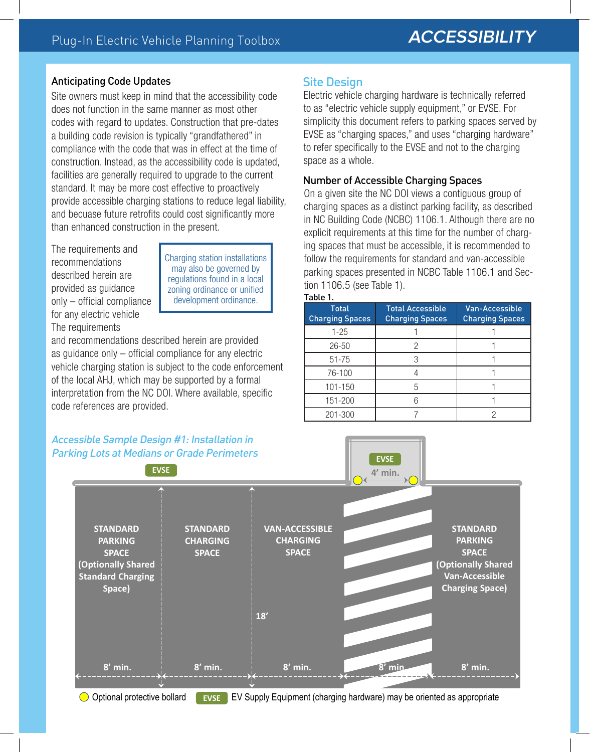# ACCESSIBILITY

### Anticipating Code Updates

Site owners must keep in mind that the accessibility code does not function in the same manner as most other codes with regard to updates. Construction that pre-dates a building code revision is typically "grandfathered" in compliance with the code that was in effect at the time of construction. Instead, as the accessibility code is updated, facilities are generally required to upgrade to the current standard. It may be more cost effective to proactively provide accessible charging stations to reduce legal liability, and becuase future retrofits could cost significantly more than enhanced construction in the present.

The requirements and recommendations described herein are provided as guidance only – official compliance for any electric vehicle The requirements and recommendations described herein are provided as guidance only – official compliance for any electric vehicle charging station is subject to the code enforcement of the local AHJ, which may be supported by a formal interpretation from the NC DOI. Where available, specific code references are provided.

> Charging station installations may also be governed by regulations found in a local zoning ordinance or unified development ordinance.

## Site Design

Electric vehicle charging hardware is technically referred to as "electric vehicle supply equipment," or EVSE. For simplicity this document refers to parking spaces served by EVSE as "charging spaces," and uses "charging hardware" to refer specifically to the EVSE and not to the charging space as a whole.

### Number of Accessible Charging Spaces

On a given site the NC DOI views a contiguous group of charging spaces as a distinct parking facility, as described in NC Building Code (NCBC) 1106.1. Although there are no explicit requirements at this time for the number of charging spaces that must be accessible, it is recommended to follow the requirements for standard and van-accessible parking spaces presented in NCBC Table 1106.1 and Section 1106.5 (see Table 1).

**Table 1.**

| Total Charging Spaces | Total Accessible Charging Spaces | Van-Accessible Charging Spaces |
|---|---|---|
| 1-25 | 1 | 1 |
| 26-50 | 2 | 1 |
| 51-75 | 3 | 1 |
| 76-100 | 4 | 1 |
| 101-150 | 5 | 1 |
| 151-200 | 6 | 1 |
| 201-300 | 7 | 2 |

*Accessible Sample Design #1: Installation in Parking Lots at Medians or Grade Perimeters*

EVSE | EVSE | 4' min.

STANDARD PARKING SPACE (Optionally Shared Standard Charging Space) | STANDARD CHARGING SPACE | VAN-ACCESSIBLE CHARGING SPACE | STANDARD PARKING SPACE (Optionally Shared Van-Accessible Charging Space)

18'

8' min. | 8' min. | 8' min. | 8' min. | 8' min.

Optional protective bollard

EVSE: EV Supply Equipment (charging hardware) may be oriented as appropriate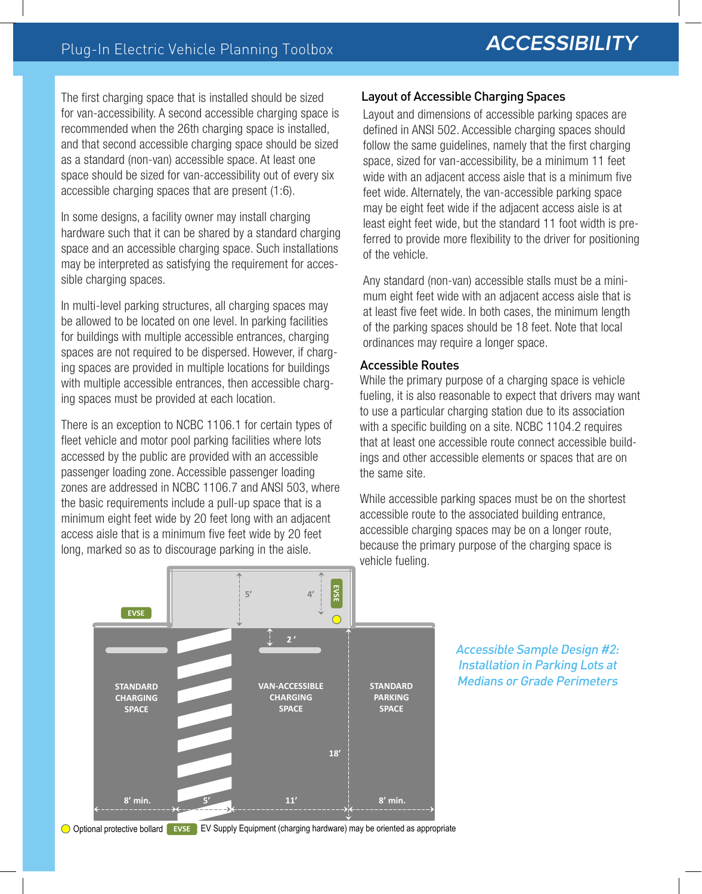The first charging space that is installed should be sized for van-accessibility. A second accessible charging space is recommended when the 26th charging space is installed, and that second accessible charging space should be sized as a standard (non-van) accessible space. At least one space should be sized for van-accessibility out of every six accessible charging spaces that are present (1:6).

In some designs, a facility owner may install charging hardware such that it can be shared by a standard charging space and an accessible charging space. Such installations may be interpreted as satisfying the requirement for accessible charging spaces.

In multi-level parking structures, all charging spaces may be allowed to be located on one level. In parking facilities for buildings with multiple accessible entrances, charging spaces are not required to be dispersed. However, if charging spaces are provided in multiple locations for buildings with multiple accessible entrances, then accessible charging spaces must be provided at each location.

There is an exception to NCBC 1106.1 for certain types of fleet vehicle and motor pool parking facilities where lots accessed by the public are provided with an accessible passenger loading zone. Accessible passenger loading zones are addressed in NCBC 1106.7 and ANSI 503, where the basic requirements include a pull-up space that is a minimum eight feet wide by 20 feet long with an adjacent access aisle that is a minimum five feet wide by 20 feet long, marked so as to discourage parking in the aisle.

### Layout of Accessible Charging Spaces

Layout and dimensions of accessible parking spaces are defined in ANSI 502. Accessible charging spaces should follow the same guidelines, namely that the first charging space, sized for van-accessibility, be a minimum 11 feet wide with an adjacent access aisle that is a minimum five feet wide. Alternately, the van-accessible parking space may be eight feet wide if the adjacent access aisle is at least eight feet wide, but the standard 11 foot width is preferred to provide more flexibility to the driver for positioning of the vehicle.

Any standard (non-van) accessible stalls must be a minimum eight feet wide with an adjacent access aisle that is at least five feet wide. In both cases, the minimum length of the parking spaces should be 18 feet. Note that local ordinances may require a longer space.

### Accessible Routes

While the primary purpose of a charging space is vehicle fueling, it is also reasonable to expect that drivers may want to use a particular charging station due to its association with a specific building on a site. NCBC 1104.2 requires that at least one accessible route connect accessible buildings and other accessible elements or spaces that are on the same site.

While accessible parking spaces must be on the shortest accessible route to the associated building entrance, accessible charging spaces may be on a longer route, because the primary purpose of the charging space is vehicle fueling.

EVSE | 5' | 4' | EVSE | 2' | STANDARD CHARGING SPACE | VAN-ACCESSIBLE CHARGING SPACE | STANDARD PARKING SPACE | 18' | 8' min. | 5' | 11' | 8' min.

*Accessible Sample Design #2: Installation in Parking Lots at Medians or Grade Perimeters*

Optional protective bollard | EVSE EV Supply Equipment (charging hardware) may be oriented as appropriate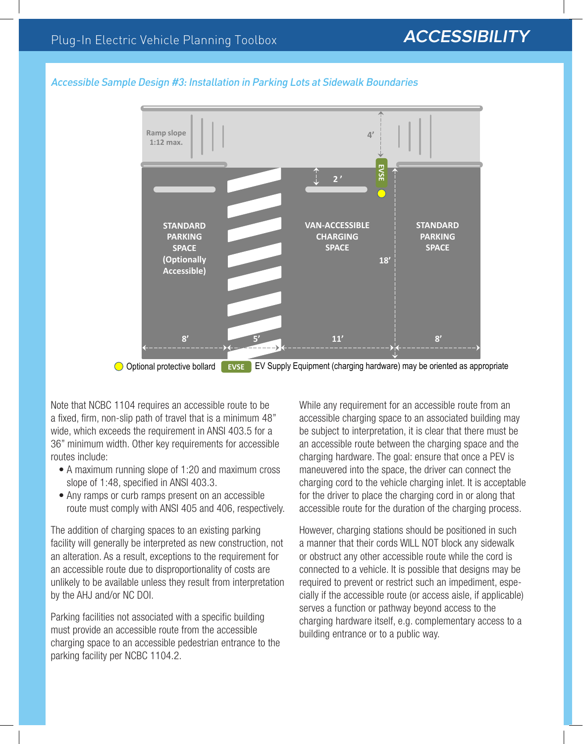*Accessible Sample Design #3: Installation in Parking Lots at Sidewalk Boundaries*

Ramp slope 1:12 max.

4'

2'

EVSE

STANDARD PARKING SPACE (Optionally Accessible)

VAN-ACCESSIBLE CHARGING SPACE

STANDARD PARKING SPACE

18'

8' 5' 11' 8'

Optional protective bollard EVSE EV Supply Equipment (charging hardware) may be oriented as appropriate

Note that NCBC 1104 requires an accessible route to be a fixed, firm, non-slip path of travel that is a minimum 48" wide, which exceeds the requirement in ANSI 403.5 for a 36" minimum width. Other key requirements for accessible routes include:

- A maximum running slope of 1:20 and maximum cross slope of 1:48, specified in ANSI 403.3.
- Any ramps or curb ramps present on an accessible route must comply with ANSI 405 and 406, respectively.

The addition of charging spaces to an existing parking facility will generally be interpreted as new construction, not an alteration. As a result, exceptions to the requirement for an accessible route due to disproportionality of costs are unlikely to be available unless they result from interpretation by the AHJ and/or NC DOI.

Parking facilities not associated with a specific building must provide an accessible route from the accessible charging space to an accessible pedestrian entrance to the parking facility per NCBC 1104.2.

While any requirement for an accessible route from an accessible charging space to an associated building may be subject to interpretation, it is clear that there must be an accessible route between the charging space and the charging hardware. The goal: ensure that once a PEV is maneuvered into the space, the driver can connect the charging cord to the vehicle charging inlet. It is acceptable for the driver to place the charging cord in or along that accessible route for the duration of the charging process.

However, charging stations should be positioned in such a manner that their cords WILL NOT block any sidewalk or obstruct any other accessible route while the cord is connected to a vehicle. It is possible that designs may be required to prevent or restrict such an impediment, especially if the accessible route (or access aisle, if applicable) serves a function or pathway beyond access to the charging hardware itself, e.g. complementary access to a building entrance or to a public way.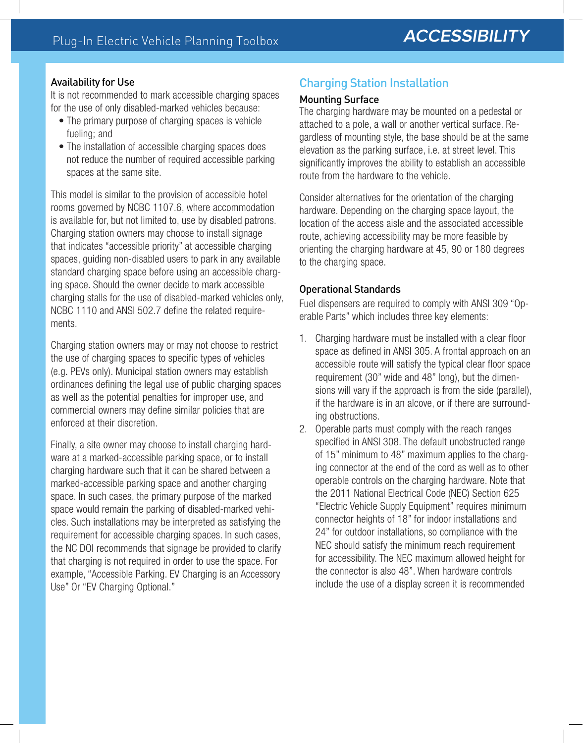### Availability for Use

It is not recommended to mark accessible charging spaces for the use of only disabled-marked vehicles because:

- The primary purpose of charging spaces is vehicle fueling; and
- The installation of accessible charging spaces does not reduce the number of required accessible parking spaces at the same site.

This model is similar to the provision of accessible hotel rooms governed by NCBC 1107.6, where accommodation is available for, but not limited to, use by disabled patrons. Charging station owners may choose to install signage that indicates "accessible priority" at accessible charging spaces, guiding non-disabled users to park in any available standard charging space before using an accessible charging space. Should the owner decide to mark accessible charging stalls for the use of disabled-marked vehicles only, NCBC 1110 and ANSI 502.7 define the related requirements.

Charging station owners may or may not choose to restrict the use of charging spaces to specific types of vehicles (e.g. PEVs only). Municipal station owners may establish ordinances defining the legal use of public charging spaces as well as the potential penalties for improper use, and commercial owners may define similar policies that are enforced at their discretion.

Finally, a site owner may choose to install charging hardware at a marked-accessible parking space, or to install charging hardware such that it can be shared between a marked-accessible parking space and another charging space. In such cases, the primary purpose of the marked space would remain the parking of disabled-marked vehicles. Such installations may be interpreted as satisfying the requirement for accessible charging spaces. In such cases, the NC DOI recommends that signage be provided to clarify that charging is not required in order to use the space. For example, "Accessible Parking. EV Charging is an Accessory Use" Or "EV Charging Optional."

## Charging Station Installation

### Mounting Surface

The charging hardware may be mounted on a pedestal or attached to a pole, a wall or another vertical surface. Regardless of mounting style, the base should be at the same elevation as the parking surface, i.e. at street level. This significantly improves the ability to establish an accessible route from the hardware to the vehicle.

Consider alternatives for the orientation of the charging hardware. Depending on the charging space layout, the location of the access aisle and the associated accessible route, achieving accessibility may be more feasible by orienting the charging hardware at 45, 90 or 180 degrees to the charging space.

### Operational Standards

Fuel dispensers are required to comply with ANSI 309 "Operable Parts" which includes three key elements:

1. Charging hardware must be installed with a clear floor space as defined in ANSI 305. A frontal approach on an accessible route will satisfy the typical clear floor space requirement (30" wide and 48" long), but the dimensions will vary if the approach is from the side (parallel), if the hardware is in an alcove, or if there are surrounding obstructions.
2. Operable parts must comply with the reach ranges specified in ANSI 308. The default unobstructed range of 15" minimum to 48" maximum applies to the charging connector at the end of the cord as well as to other operable controls on the charging hardware. Note that the 2011 National Electrical Code (NEC) Section 625 "Electric Vehicle Supply Equipment" requires minimum connector heights of 18" for indoor installations and 24" for outdoor installations, so compliance with the NEC should satisfy the minimum reach requirement for accessibility. The NEC maximum allowed height for the connector is also 48". When hardware controls include the use of a display screen it is recommended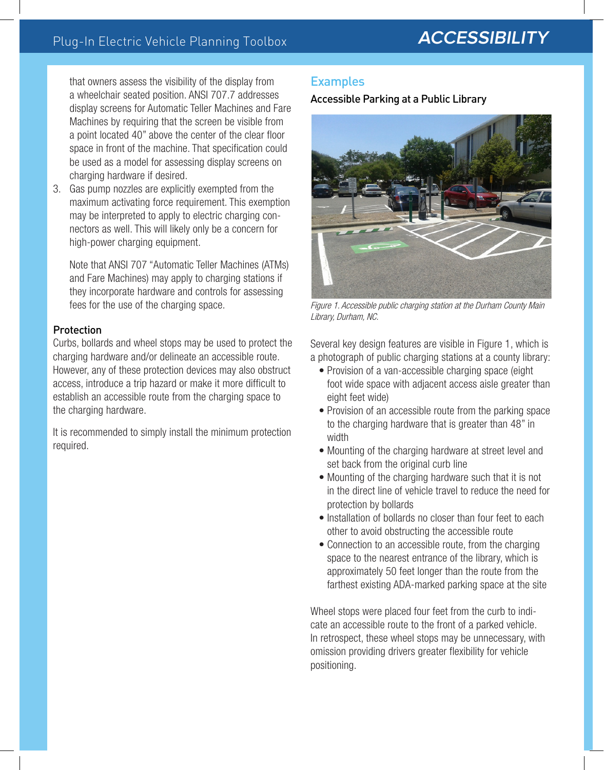that owners assess the visibility of the display from a wheelchair seated position. ANSI 707.7 addresses display screens for Automatic Teller Machines and Fare Machines by requiring that the screen be visible from a point located 40" above the center of the clear floor space in front of the machine. That specification could be used as a model for assessing display screens on charging hardware if desired.

3. Gas pump nozzles are explicitly exempted from the maximum activating force requirement. This exemption may be interpreted to apply to electric charging connectors as well. This will likely only be a concern for high-power charging equipment.

   Note that ANSI 707 "Automatic Teller Machines (ATMs) and Fare Machines) may apply to charging stations if they incorporate hardware and controls for assessing fees for the use of the charging space.

### Protection

Curbs, bollards and wheel stops may be used to protect the charging hardware and/or delineate an accessible route. However, any of these protection devices may also obstruct access, introduce a trip hazard or make it more difficult to establish an accessible route from the charging space to the charging hardware.

It is recommended to simply install the minimum protection required.

## Examples

### Accessible Parking at a Public Library

*Figure 1. Accessible public charging station at the Durham County Main Library, Durham, NC.*

Several key design features are visible in Figure 1, which is a photograph of public charging stations at a county library:

- Provision of a van-accessible charging space (eight foot wide space with adjacent access aisle greater than eight feet wide)
- Provision of an accessible route from the parking space to the charging hardware that is greater than 48" in width
- Mounting of the charging hardware at street level and set back from the original curb line
- Mounting of the charging hardware such that it is not in the direct line of vehicle travel to reduce the need for protection by bollards
- Installation of bollards no closer than four feet to each other to avoid obstructing the accessible route
- Connection to an accessible route, from the charging space to the nearest entrance of the library, which is approximately 50 feet longer than the route from the farthest existing ADA-marked parking space at the site

Wheel stops were placed four feet from the curb to indicate an accessible route to the front of a parked vehicle. In retrospect, these wheel stops may be unnecessary, with omission providing drivers greater flexibility for vehicle positioning.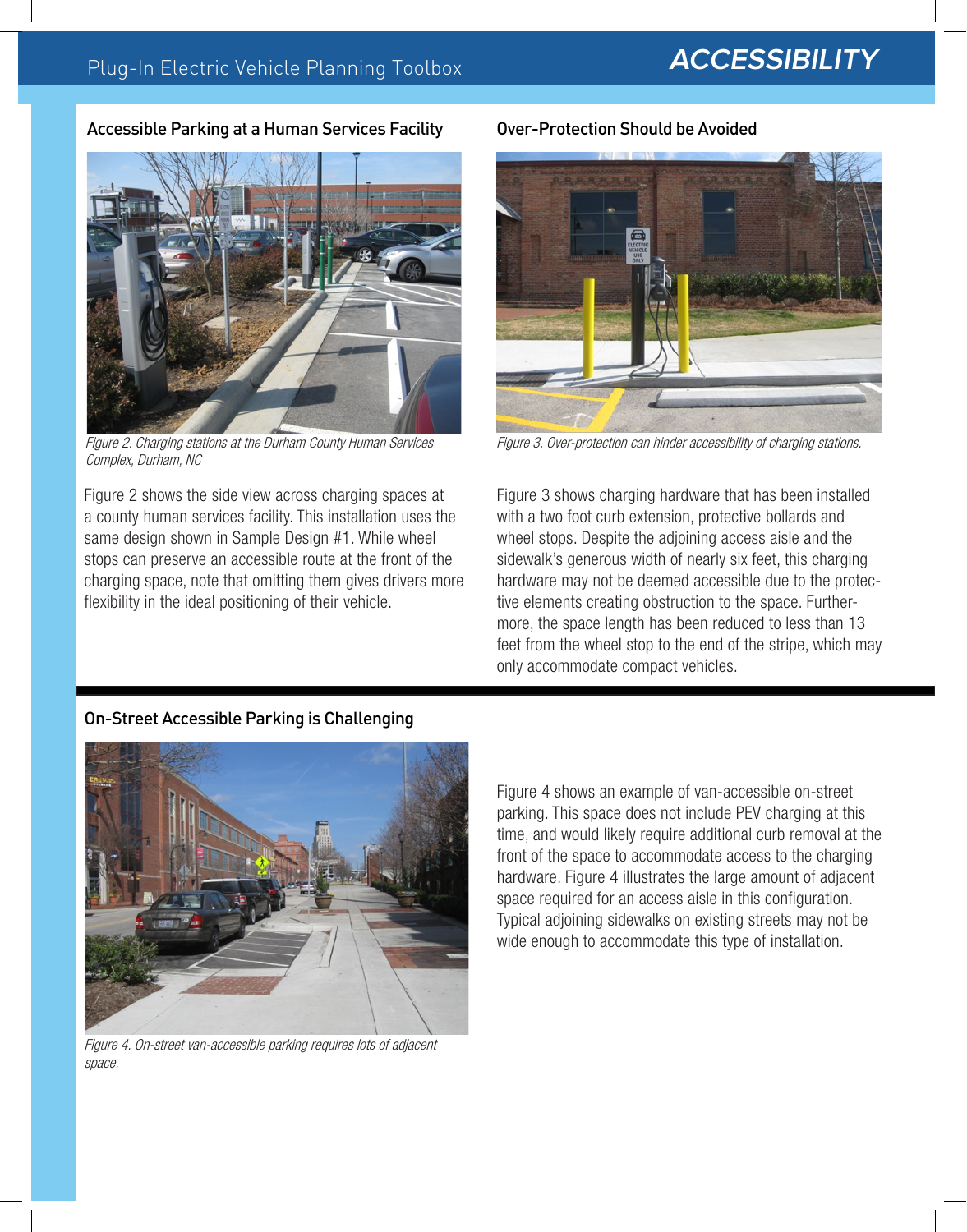## Accessible Parking at a Human Services Facility

Figure 2. Charging stations at the Durham County Human Services Complex, Durham, NC

Figure 2 shows the side view across charging spaces at a county human services facility. This installation uses the same design shown in Sample Design #1. While wheel stops can preserve an accessible route at the front of the charging space, note that omitting them gives drivers more flexibility in the ideal positioning of their vehicle.

## Over-Protection Should be Avoided

Figure 3. Over-protection can hinder accessibility of charging stations.

Figure 3 shows charging hardware that has been installed with a two foot curb extension, protective bollards and wheel stops. Despite the adjoining access aisle and the sidewalk's generous width of nearly six feet, this charging hardware may not be deemed accessible due to the protective elements creating obstruction to the space. Furthermore, the space length has been reduced to less than 13 feet from the wheel stop to the end of the stripe, which may only accommodate compact vehicles.

## On-Street Accessible Parking is Challenging

Figure 4. On-street van-accessible parking requires lots of adjacent space.

Figure 4 shows an example of van-accessible on-street parking. This space does not include PEV charging at this time, and would likely require additional curb removal at the front of the space to accommodate access to the charging hardware. Figure 4 illustrates the large amount of adjacent space required for an access aisle in this configuration. Typical adjoining sidewalks on existing streets may not be wide enough to accommodate this type of installation.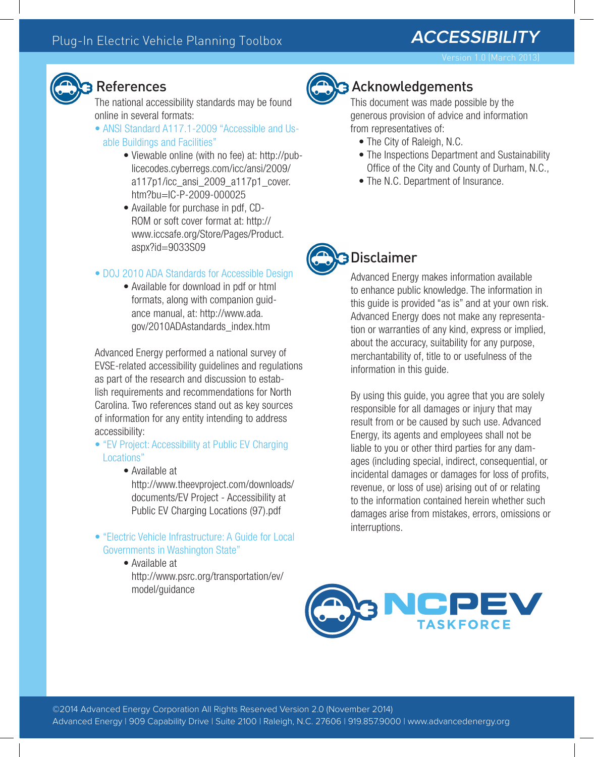## References

The national accessibility standards may be found online in several formats:

- ANSI Standard A117.1-2009 "Accessible and Usable Buildings and Facilities"
  - Viewable online (with no fee) at: http://publicecodes.cyberregs.com/icc/ansi/2009/a117p1/icc_ansi_2009_a117p1_cover.htm?bu=IC-P-2009-000025
  - Available for purchase in pdf, CD-ROM or soft cover format at: http://www.iccsafe.org/Store/Pages/Product.aspx?id=9033S09
- DOJ 2010 ADA Standards for Accessible Design
  - Available for download in pdf or html formats, along with companion guidance manual, at: http://www.ada.gov/2010ADAstandards_index.htm

Advanced Energy performed a national survey of EVSE-related accessibility guidelines and regulations as part of the research and discussion to establish requirements and recommendations for North Carolina. Two references stand out as key sources of information for any entity intending to address accessibility:

- "EV Project: Accessibility at Public EV Charging Locations"
  - Available at http://www.theevproject.com/downloads/documents/EV Project - Accessibility at Public EV Charging Locations (97).pdf
- "Electric Vehicle Infrastructure: A Guide for Local Governments in Washington State"
  - Available at http://www.psrc.org/transportation/ev/model/guidance

## Acknowledgements

This document was made possible by the generous provision of advice and information from representatives of:

- The City of Raleigh, N.C.
- The Inspections Department and Sustainability Office of the City and County of Durham, N.C.,
- The N.C. Department of Insurance.

## Disclaimer

Advanced Energy makes information available to enhance public knowledge. The information in this guide is provided "as is" and at your own risk. Advanced Energy does not make any representation or warranties of any kind, express or implied, about the accuracy, suitability for any purpose, merchantability of, title to or usefulness of the information in this guide.

By using this guide, you agree that you are solely responsible for all damages or injury that may result from or be caused by such use. Advanced Energy, its agents and employees shall not be liable to you or other third parties for any damages (including special, indirect, consequential, or incidental damages or damages for loss of profits, revenue, or loss of use) arising out of or relating to the information contained herein whether such damages arise from mistakes, errors, omissions or interruptions.

NCPEV TASKFORCE

©2014 Advanced Energy Corporation All Rights Reserved Version 2.0 (November 2014)
Advanced Energy | 909 Capability Drive | Suite 2100 | Raleigh, N.C. 27606 | 919.857.9000 | www.advancedenergy.org